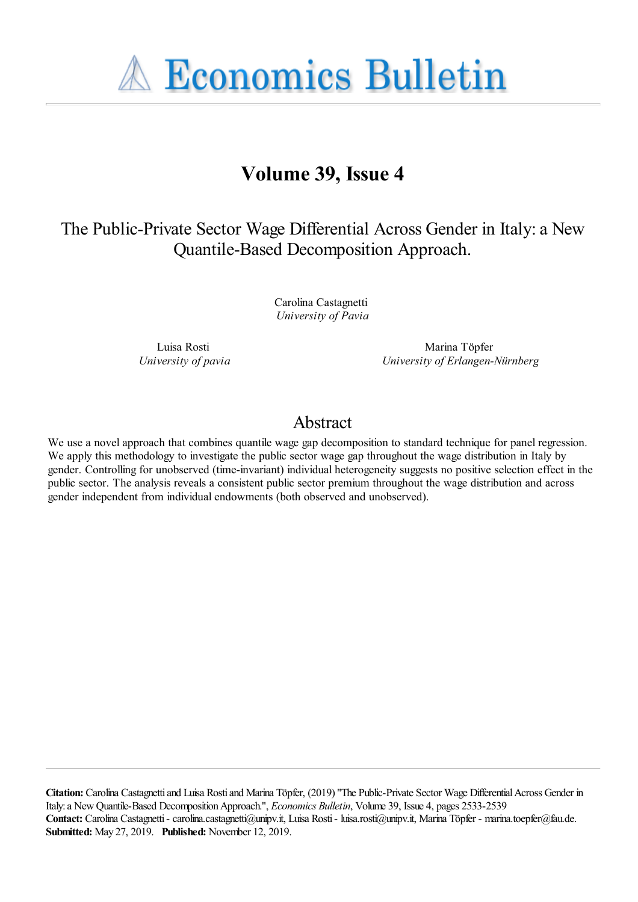# Economics Bulletin

## Volume 39, Issue 4

### The Public-Private Sector Wage Differential Across Gender in Italy: a New Quantile-Based Decomposition Approach.

Carolina Castagnetti
*University of Pavia*

Luisa Rosti
*University of pavia*

Marina Töpfer
*University of Erlangen-Nürnberg*

## Abstract

We use a novel approach that combines quantile wage gap decomposition to standard technique for panel regression. We apply this methodology to investigate the public sector wage gap throughout the wage distribution in Italy by gender. Controlling for unobserved (time-invariant) individual heterogeneity suggests no positive selection effect in the public sector. The analysis reveals a consistent public sector premium throughout the wage distribution and across gender independent from individual endowments (both observed and unobserved).

**Citation:** Carolina Castagnetti and Luisa Rosti and Marina Töpfer, (2019) "The Public-Private Sector Wage Differential Across Gender in Italy: a New Quantile-Based Decomposition Approach.", *Economics Bulletin*, Volume 39, Issue 4, pages 2533-2539
**Contact:** Carolina Castagnetti - carolina.castagnetti@unipv.it, Luisa Rosti - luisa.rosti@unipv.it, Marina Töpfer - marina.toepfer@fau.de.
**Submitted:** May 27, 2019. **Published:** November 12, 2019.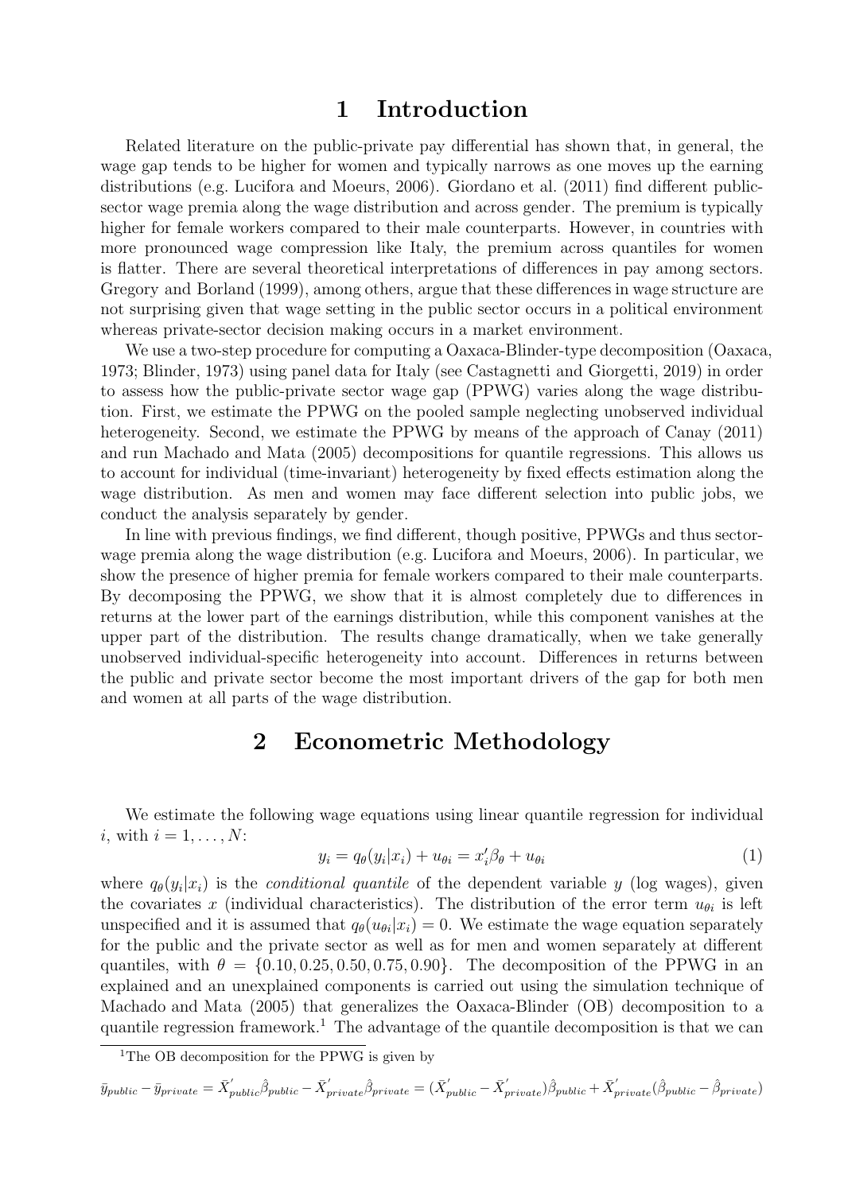# 1 Introduction

Related literature on the public-private pay differential has shown that, in general, the wage gap tends to be higher for women and typically narrows as one moves up the earning distributions (e.g. Lucifora and Moeurs, 2006). Giordano et al. (2011) find different public-sector wage premia along the wage distribution and across gender. The premium is typically higher for female workers compared to their male counterparts. However, in countries with more pronounced wage compression like Italy, the premium across quantiles for women is flatter. There are several theoretical interpretations of differences in pay among sectors. Gregory and Borland (1999), among others, argue that these differences in wage structure are not surprising given that wage setting in the public sector occurs in a political environment whereas private-sector decision making occurs in a market environment.

We use a two-step procedure for computing a Oaxaca-Blinder-type decomposition (Oaxaca, 1973; Blinder, 1973) using panel data for Italy (see Castagnetti and Giorgetti, 2019) in order to assess how the public-private sector wage gap (PPWG) varies along the wage distribution. First, we estimate the PPWG on the pooled sample neglecting unobserved individual heterogeneity. Second, we estimate the PPWG by means of the approach of Canay (2011) and run Machado and Mata (2005) decompositions for quantile regressions. This allows us to account for individual (time-invariant) heterogeneity by fixed effects estimation along the wage distribution. As men and women may face different selection into public jobs, we conduct the analysis separately by gender.

In line with previous findings, we find different, though positive, PPWGs and thus sector-wage premia along the wage distribution (e.g. Lucifora and Moeurs, 2006). In particular, we show the presence of higher premia for female workers compared to their male counterparts. By decomposing the PPWG, we show that it is almost completely due to differences in returns at the lower part of the earnings distribution, while this component vanishes at the upper part of the distribution. The results change dramatically, when we take generally unobserved individual-specific heterogeneity into account. Differences in returns between the public and private sector become the most important drivers of the gap for both men and women at all parts of the wage distribution.

# 2 Econometric Methodology

We estimate the following wage equations using linear quantile regression for individual $i$, with $i = 1, \ldots, N$:

$$y_i = q_\theta(y_i|x_i) + u_{\theta i} = x_i'\beta_\theta + u_{\theta i} \tag{1}$$

where $q_\theta(y_i|x_i)$ is the *conditional quantile* of the dependent variable $y$ (log wages), given the covariates $x$ (individual characteristics). The distribution of the error term $u_{\theta i}$ is left unspecified and it is assumed that $q_\theta(u_{\theta i}|x_i) = 0$. We estimate the wage equation separately for the public and the private sector as well as for men and women separately at different quantiles, with $\theta = \{0.10, 0.25, 0.50, 0.75, 0.90\}$. The decomposition of the PPWG in an explained and an unexplained components is carried out using the simulation technique of Machado and Mata (2005) that generalizes the Oaxaca-Blinder (OB) decomposition to a quantile regression framework.[1] The advantage of the quantile decomposition is that we can

[1] The OB decomposition for the PPWG is given by

$$\bar{y}_{public} - \bar{y}_{private} = \bar{X}_{public}'\hat{\beta}_{public} - \bar{X}_{private}'\hat{\beta}_{private} = (\bar{X}_{public}' - \bar{X}_{private}')\hat{\beta}_{public} + \bar{X}_{private}'(\hat{\beta}_{public} - \hat{\beta}_{private})$$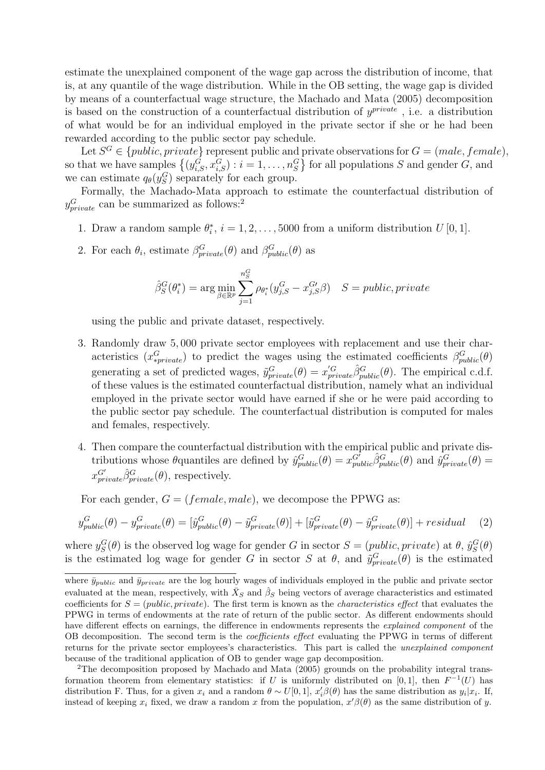estimate the unexplained component of the wage gap across the distribution of income, that is, at any quantile of the wage distribution. While in the OB setting, the wage gap is divided by means of a counterfactual wage structure, the Machado and Mata (2005) decomposition is based on the construction of a counterfactual distribution of $y^{private}$ , i.e. a distribution of what would be for an individual employed in the private sector if she or he had been rewarded according to the public sector pay schedule.

Let $S^G \in \{public, private\}$ represent public and private observations for $G = (male, female)$, so that we have samples $\left\{(y^G_{i,S}, x^G_{i,S}) : i = 1, \ldots, n^G_S\right\}$ for all populations $S$ and gender $G$, and we can estimate $q_\theta(y^G_S)$ separately for each group.

Formally, the Machado-Mata approach to estimate the counterfactual distribution of $y^G_{private}$ can be summarized as follows:[2]

1. Draw a random sample $\theta^*_i$, $i = 1, 2, \ldots, 5000$ from a uniform distribution $U[0, 1]$.

2. For each $\theta_i$, estimate $\beta^G_{private}(\theta)$ and $\beta^G_{public}(\theta)$ as

$$\hat{\beta}^G_S(\theta^*_i) = \arg\min_{\beta \in \mathbb{R}^p} \sum_{j=1}^{n^G_S} \rho_{\theta^*_i}(y^G_{j,S} - x^{G\prime}_{j,S}\beta) \quad S = public, private$$

   using the public and private dataset, respectively.

3. Randomly draw 5,000 private sector employees with replacement and use their characteristics ($x^G_{*private}$) to predict the wages using the estimated coefficients $\beta^G_{public}(\theta)$ generating a set of predicted wages, $\tilde{y}^G_{private}(\theta) = x'^G_{private}\hat{\beta}^G_{public}(\theta)$. The empirical c.d.f. of these values is the estimated counterfactual distribution, namely what an individual employed in the private sector would have earned if she or he were paid according to the public sector pay schedule. The counterfactual distribution is computed for males and females, respectively.

4. Then compare the counterfactual distribution with the empirical public and private distributions whose $\theta$quantiles are defined by $\hat{y}^G_{public}(\theta) = x^{G'}_{public}\hat{\beta}^G_{public}(\theta)$ and $\hat{y}^G_{private}(\theta) = x^{G'}_{private}\hat{\beta}^G_{private}(\theta)$, respectively.

For each gender, $G = (female, male)$, we decompose the PPWG as:

$$y^G_{public}(\theta) - y^G_{private}(\theta) = [\hat{y}^G_{public}(\theta) - \tilde{y}^G_{private}(\theta)] + [\tilde{y}^G_{private}(\theta) - \hat{y}^G_{private}(\theta)] + residual \quad (2)$$

where $y^G_S(\theta)$ is the observed log wage for gender $G$ in sector $S = (public, private)$ at $\theta$, $\hat{y}^G_S(\theta)$ is the estimated log wage for gender $G$ in sector $S$ at $\theta$, and $\tilde{y}^G_{private}(\theta)$ is the estimated

---

where $\bar{y}_{public}$ and $\bar{y}_{private}$ are the log hourly wages of individuals employed in the public and private sector evaluated at the mean, respectively, with $\bar{X}_S$ and $\hat{\beta}_S$ being vectors of average characteristics and estimated coefficients for $S = (public, private)$. The first term is known as the *characteristics effect* that evaluates the PPWG in terms of endowments at the rate of return of the public sector. As different endowments should have different effects on earnings, the difference in endowments represents the *explained component* of the OB decomposition. The second term is the *coefficients effect* evaluating the PPWG in terms of different returns for the private sector employees's characteristics. This part is called the *unexplained component* because of the traditional application of OB to gender wage gap decomposition.

[2]The decomposition proposed by Machado and Mata (2005) grounds on the probability integral transformation theorem from elementary statistics: if $U$ is uniformly distributed on $[0, 1]$, then $F^{-1}(U)$ has distribution F. Thus, for a given $x_i$ and a random $\theta \sim U[0, 1]$, $x'_i\beta(\theta)$ has the same distribution as $y_i|x_i$. If, instead of keeping $x_i$ fixed, we draw a random $x$ from the population, $x'\beta(\theta)$ as the same distribution of $y$.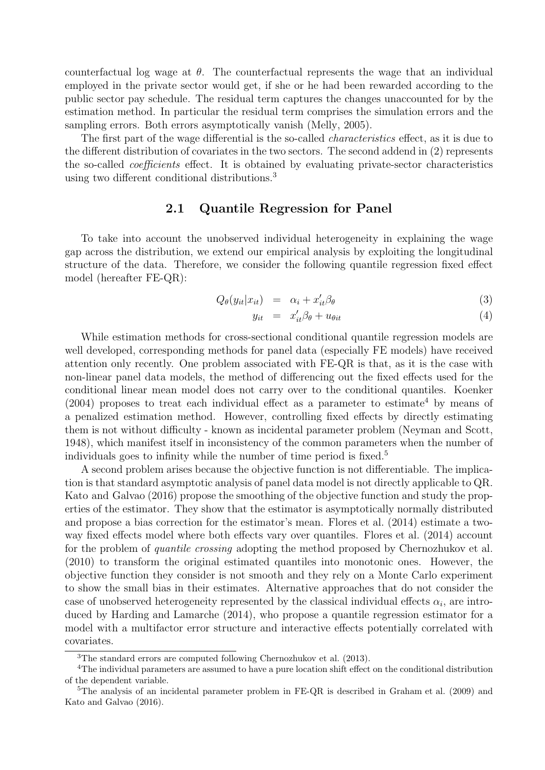counterfactual log wage at $\theta$. The counterfactual represents the wage that an individual employed in the private sector would get, if she or he had been rewarded according to the public sector pay schedule. The residual term captures the changes unaccounted for by the estimation method. In particular the residual term comprises the simulation errors and the sampling errors. Both errors asymptotically vanish (Melly, 2005).

The first part of the wage differential is the so-called *characteristics* effect, as it is due to the different distribution of covariates in the two sectors. The second addend in (2) represents the so-called *coefficients* effect. It is obtained by evaluating private-sector characteristics using two different conditional distributions.[3]

## 2.1 Quantile Regression for Panel

To take into account the unobserved individual heterogeneity in explaining the wage gap across the distribution, we extend our empirical analysis by exploiting the longitudinal structure of the data. Therefore, we consider the following quantile regression fixed effect model (hereafter FE-QR):

$$Q_\theta(y_{it}|x_{it}) = \alpha_i + x'_{it}\beta_\theta \tag{3}$$

$$y_{it} = x'_{it}\beta_\theta + u_{\theta it} \tag{4}$$

While estimation methods for cross-sectional conditional quantile regression models are well developed, corresponding methods for panel data (especially FE models) have received attention only recently. One problem associated with FE-QR is that, as it is the case with non-linear panel data models, the method of differencing out the fixed effects used for the conditional linear mean model does not carry over to the conditional quantiles. Koenker (2004) proposes to treat each individual effect as a parameter to estimate[4] by means of a penalized estimation method. However, controlling fixed effects by directly estimating them is not without difficulty - known as incidental parameter problem (Neyman and Scott, 1948), which manifest itself in inconsistency of the common parameters when the number of individuals goes to infinity while the number of time period is fixed.[5]

A second problem arises because the objective function is not differentiable. The implication is that standard asymptotic analysis of panel data model is not directly applicable to QR. Kato and Galvao (2016) propose the smoothing of the objective function and study the properties of the estimator. They show that the estimator is asymptotically normally distributed and propose a bias correction for the estimator's mean. Flores et al. (2014) estimate a two-way fixed effects model where both effects vary over quantiles. Flores et al. (2014) account for the problem of *quantile crossing* adopting the method proposed by Chernozhukov et al. (2010) to transform the original estimated quantiles into monotonic ones. However, the objective function they consider is not smooth and they rely on a Monte Carlo experiment to show the small bias in their estimates. Alternative approaches that do not consider the case of unobserved heterogeneity represented by the classical individual effects $\alpha_i$, are introduced by Harding and Lamarche (2014), who propose a quantile regression estimator for a model with a multifactor error structure and interactive effects potentially correlated with covariates.

[3] The standard errors are computed following Chernozhukov et al. (2013).

[4] The individual parameters are assumed to have a pure location shift effect on the conditional distribution of the dependent variable.

[5] The analysis of an incidental parameter problem in FE-QR is described in Graham et al. (2009) and Kato and Galvao (2016).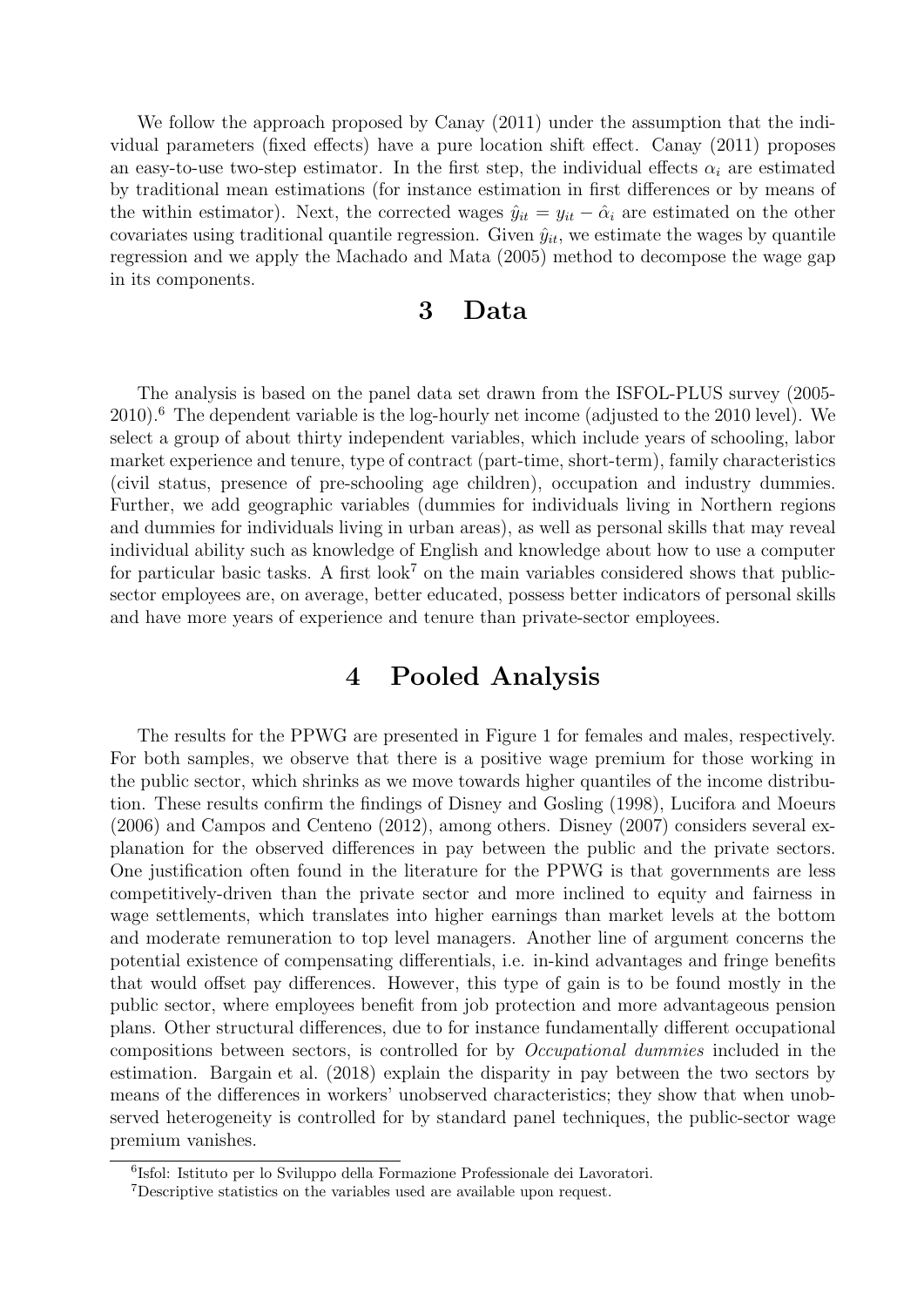We follow the approach proposed by Canay (2011) under the assumption that the individual parameters (fixed effects) have a pure location shift effect. Canay (2011) proposes an easy-to-use two-step estimator. In the first step, the individual effects $\alpha_i$ are estimated by traditional mean estimations (for instance estimation in first differences or by means of the within estimator). Next, the corrected wages $\hat{y}_{it} = y_{it} - \hat{\alpha}_i$ are estimated on the other covariates using traditional quantile regression. Given $\hat{y}_{it}$, we estimate the wages by quantile regression and we apply the Machado and Mata (2005) method to decompose the wage gap in its components.

# 3 Data

The analysis is based on the panel data set drawn from the ISFOL-PLUS survey (2005-2010).[6] The dependent variable is the log-hourly net income (adjusted to the 2010 level). We select a group of about thirty independent variables, which include years of schooling, labor market experience and tenure, type of contract (part-time, short-term), family characteristics (civil status, presence of pre-schooling age children), occupation and industry dummies. Further, we add geographic variables (dummies for individuals living in Northern regions and dummies for individuals living in urban areas), as well as personal skills that may reveal individual ability such as knowledge of English and knowledge about how to use a computer for particular basic tasks. A first look[7] on the main variables considered shows that public-sector employees are, on average, better educated, possess better indicators of personal skills and have more years of experience and tenure than private-sector employees.

# 4 Pooled Analysis

The results for the PPWG are presented in Figure 1 for females and males, respectively. For both samples, we observe that there is a positive wage premium for those working in the public sector, which shrinks as we move towards higher quantiles of the income distribution. These results confirm the findings of Disney and Gosling (1998), Lucifora and Moeurs (2006) and Campos and Centeno (2012), among others. Disney (2007) considers several explanation for the observed differences in pay between the public and the private sectors. One justification often found in the literature for the PPWG is that governments are less competitively-driven than the private sector and more inclined to equity and fairness in wage settlements, which translates into higher earnings than market levels at the bottom and moderate remuneration to top level managers. Another line of argument concerns the potential existence of compensating differentials, i.e. in-kind advantages and fringe benefits that would offset pay differences. However, this type of gain is to be found mostly in the public sector, where employees benefit from job protection and more advantageous pension plans. Other structural differences, due to for instance fundamentally different occupational compositions between sectors, is controlled for by *Occupational dummies* included in the estimation. Bargain et al. (2018) explain the disparity in pay between the two sectors by means of the differences in workers' unobserved characteristics; they show that when unobserved heterogeneity is controlled for by standard panel techniques, the public-sector wage premium vanishes.

[6] Isfol: Istituto per lo Sviluppo della Formazione Professionale dei Lavoratori.

[7] Descriptive statistics on the variables used are available upon request.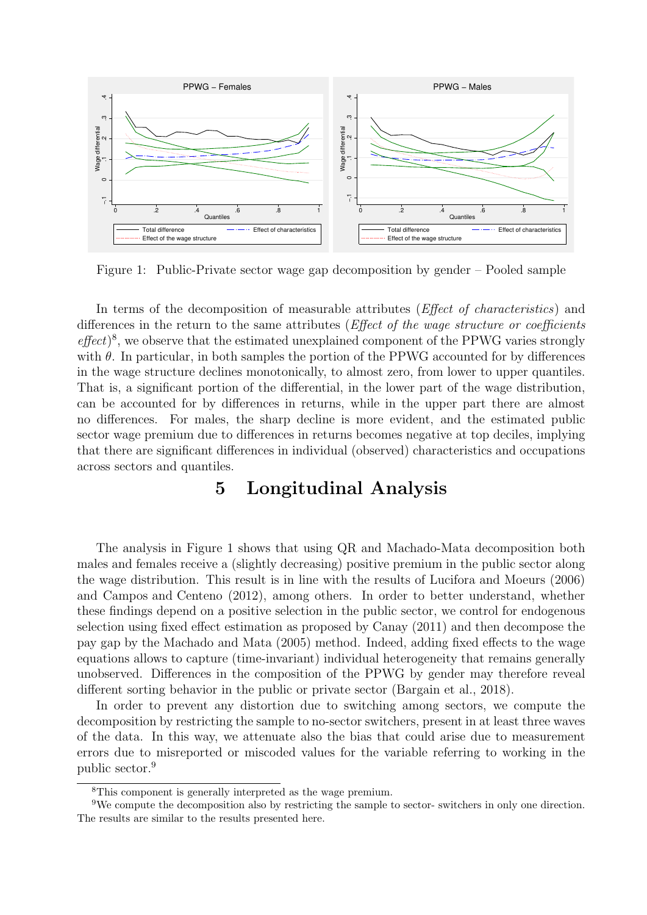Figure 1: Public-Private sector wage gap decomposition by gender – Pooled sample

In terms of the decomposition of measurable attributes (*Effect of characteristics*) and differences in the return to the same attributes (*Effect of the wage structure or coefficients effect*)[8], we observe that the estimated unexplained component of the PPWG varies strongly with $\theta$. In particular, in both samples the portion of the PPWG accounted for by differences in the wage structure declines monotonically, to almost zero, from lower to upper quantiles. That is, a significant portion of the differential, in the lower part of the wage distribution, can be accounted for by differences in returns, while in the upper part there are almost no differences. For males, the sharp decline is more evident, and the estimated public sector wage premium due to differences in returns becomes negative at top deciles, implying that there are significant differences in individual (observed) characteristics and occupations across sectors and quantiles.

# 5 Longitudinal Analysis

The analysis in Figure 1 shows that using QR and Machado-Mata decomposition both males and females receive a (slightly decreasing) positive premium in the public sector along the wage distribution. This result is in line with the results of Lucifora and Moeurs (2006) and Campos and Centeno (2012), among others. In order to better understand, whether these findings depend on a positive selection in the public sector, we control for endogenous selection using fixed effect estimation as proposed by Canay (2011) and then decompose the pay gap by the Machado and Mata (2005) method. Indeed, adding fixed effects to the wage equations allows to capture (time-invariant) individual heterogeneity that remains generally unobserved. Differences in the composition of the PPWG by gender may therefore reveal different sorting behavior in the public or private sector (Bargain et al., 2018).

In order to prevent any distortion due to switching among sectors, we compute the decomposition by restricting the sample to no-sector switchers, present in at least three waves of the data. In this way, we attenuate also the bias that could arise due to measurement errors due to misreported or miscoded values for the variable referring to working in the public sector.[9]

[8] This component is generally interpreted as the wage premium.

[9] We compute the decomposition also by restricting the sample to sector- switchers in only one direction. The results are similar to the results presented here.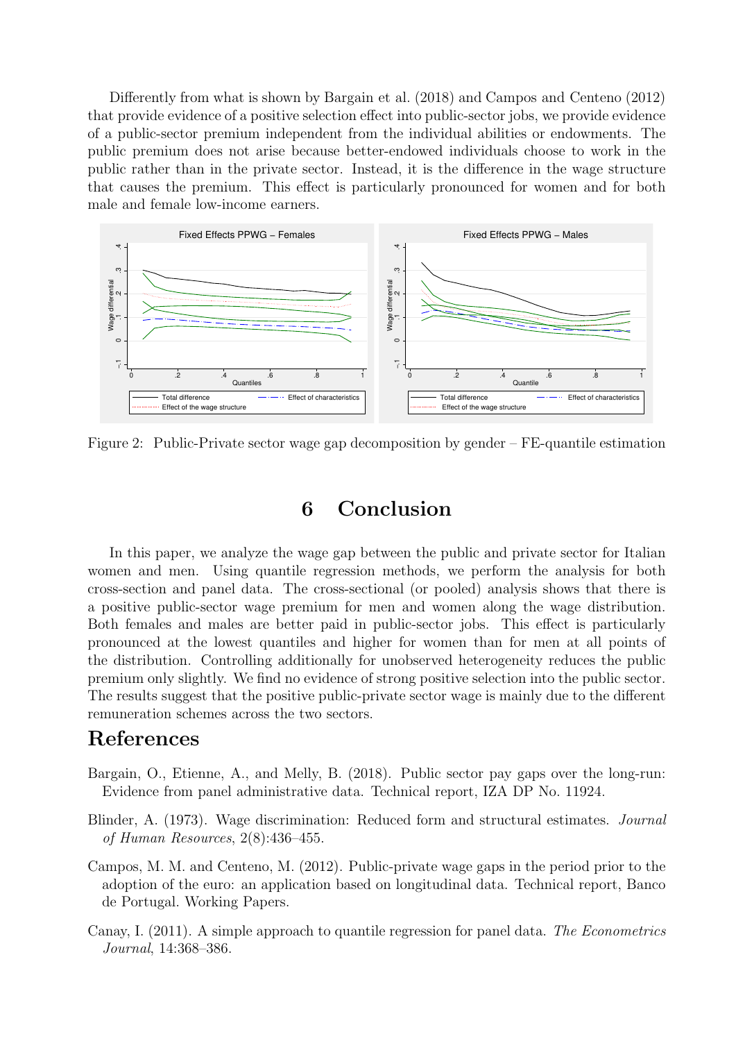Differently from what is shown by Bargain et al. (2018) and Campos and Centeno (2012) that provide evidence of a positive selection effect into public-sector jobs, we provide evidence of a public-sector premium independent from the individual abilities or endowments. The public premium does not arise because better-endowed individuals choose to work in the public rather than in the private sector. Instead, it is the difference in the wage structure that causes the premium. This effect is particularly pronounced for women and for both male and female low-income earners.

Figure 2: Public-Private sector wage gap decomposition by gender – FE-quantile estimation

# 6 Conclusion

In this paper, we analyze the wage gap between the public and private sector for Italian women and men. Using quantile regression methods, we perform the analysis for both cross-section and panel data. The cross-sectional (or pooled) analysis shows that there is a positive public-sector wage premium for men and women along the wage distribution. Both females and males are better paid in public-sector jobs. This effect is particularly pronounced at the lowest quantiles and higher for women than for men at all points of the distribution. Controlling additionally for unobserved heterogeneity reduces the public premium only slightly. We find no evidence of strong positive selection into the public sector. The results suggest that the positive public-private sector wage is mainly due to the different remuneration schemes across the two sectors.

# References

Bargain, O., Etienne, A., and Melly, B. (2018). Public sector pay gaps over the long-run: Evidence from panel administrative data. Technical report, IZA DP No. 11924.

Blinder, A. (1973). Wage discrimination: Reduced form and structural estimates. *Journal of Human Resources*, 2(8):436–455.

Campos, M. M. and Centeno, M. (2012). Public-private wage gaps in the period prior to the adoption of the euro: an application based on longitudinal data. Technical report, Banco de Portugal. Working Papers.

Canay, I. (2011). A simple approach to quantile regression for panel data. *The Econometrics Journal*, 14:368–386.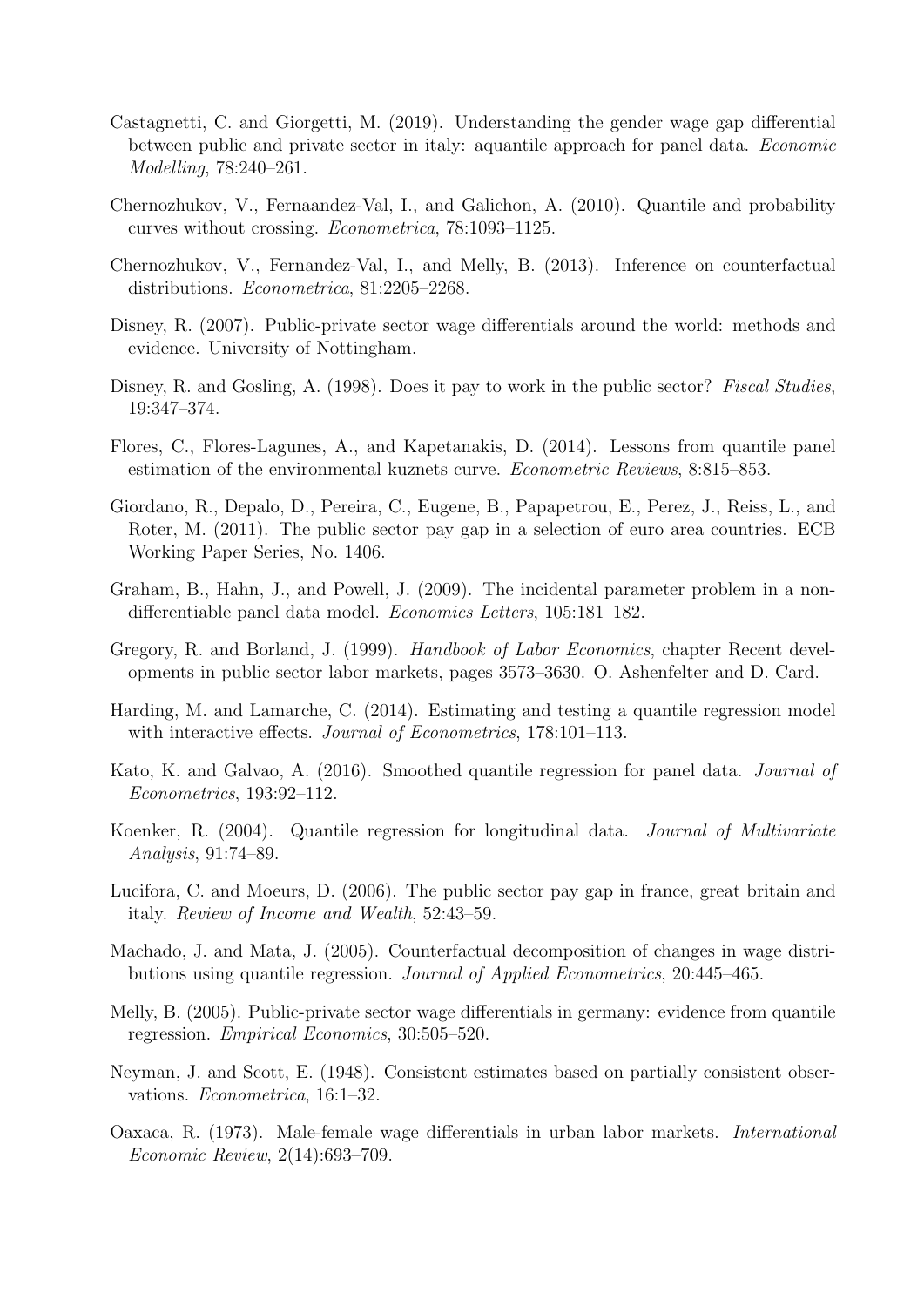Castagnetti, C. and Giorgetti, M. (2019). Understanding the gender wage gap differential between public and private sector in italy: aquantile approach for panel data. *Economic Modelling*, 78:240–261.

Chernozhukov, V., Fernaandez-Val, I., and Galichon, A. (2010). Quantile and probability curves without crossing. *Econometrica*, 78:1093–1125.

Chernozhukov, V., Fernandez-Val, I., and Melly, B. (2013). Inference on counterfactual distributions. *Econometrica*, 81:2205–2268.

Disney, R. (2007). Public-private sector wage differentials around the world: methods and evidence. University of Nottingham.

Disney, R. and Gosling, A. (1998). Does it pay to work in the public sector? *Fiscal Studies*, 19:347–374.

Flores, C., Flores-Lagunes, A., and Kapetanakis, D. (2014). Lessons from quantile panel estimation of the environmental kuznets curve. *Econometric Reviews*, 8:815–853.

Giordano, R., Depalo, D., Pereira, C., Eugene, B., Papapetrou, E., Perez, J., Reiss, L., and Roter, M. (2011). The public sector pay gap in a selection of euro area countries. ECB Working Paper Series, No. 1406.

Graham, B., Hahn, J., and Powell, J. (2009). The incidental parameter problem in a non-differentiable panel data model. *Economics Letters*, 105:181–182.

Gregory, R. and Borland, J. (1999). *Handbook of Labor Economics*, chapter Recent developments in public sector labor markets, pages 3573–3630. O. Ashenfelter and D. Card.

Harding, M. and Lamarche, C. (2014). Estimating and testing a quantile regression model with interactive effects. *Journal of Econometrics*, 178:101–113.

Kato, K. and Galvao, A. (2016). Smoothed quantile regression for panel data. *Journal of Econometrics*, 193:92–112.

Koenker, R. (2004). Quantile regression for longitudinal data. *Journal of Multivariate Analysis*, 91:74–89.

Lucifora, C. and Moeurs, D. (2006). The public sector pay gap in france, great britain and italy. *Review of Income and Wealth*, 52:43–59.

Machado, J. and Mata, J. (2005). Counterfactual decomposition of changes in wage distributions using quantile regression. *Journal of Applied Econometrics*, 20:445–465.

Melly, B. (2005). Public-private sector wage differentials in germany: evidence from quantile regression. *Empirical Economics*, 30:505–520.

Neyman, J. and Scott, E. (1948). Consistent estimates based on partially consistent observations. *Econometrica*, 16:1–32.

Oaxaca, R. (1973). Male-female wage differentials in urban labor markets. *International Economic Review*, 2(14):693–709.